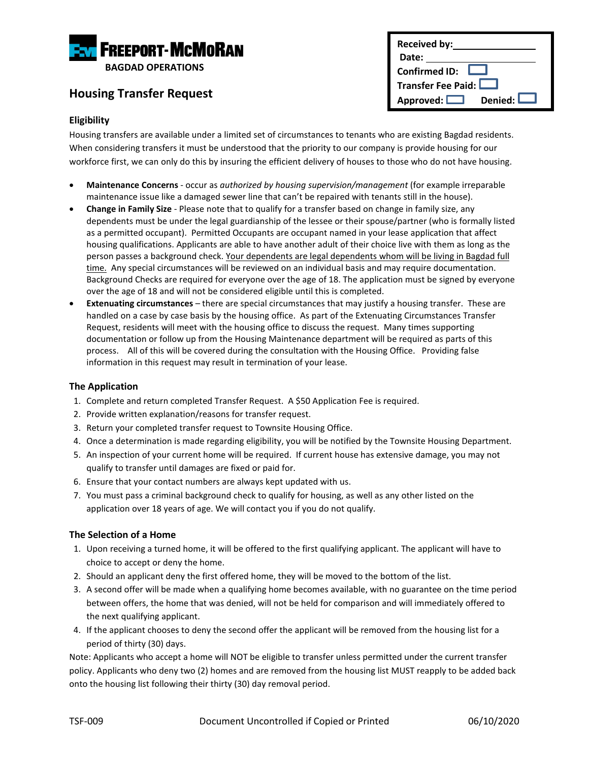**FREEPORT-MCMORAN**
**BAGDAD OPERATIONS**

| **Received by:** | |
|---|---|
| **Date:** | |
| **Confirmed ID:** | ☐ |
| **Transfer Fee Paid:** | ☐ |
| **Approved:** ☐ | **Denied:** ☐ |

## Housing Transfer Request

### Eligibility

Housing transfers are available under a limited set of circumstances to tenants who are existing Bagdad residents. When considering transfers it must be understood that the priority to our company is provide housing for our workforce first, we can only do this by insuring the efficient delivery of houses to those who do not have housing.

- **Maintenance Concerns** - occur as *authorized by housing supervision/management* (for example irreparable maintenance issue like a damaged sewer line that can't be repaired with tenants still in the house).
- **Change in Family Size** - Please note that to qualify for a transfer based on change in family size, any dependents must be under the legal guardianship of the lessee or their spouse/partner (who is formally listed as a permitted occupant). Permitted Occupants are occupant named in your lease application that affect housing qualifications. Applicants are able to have another adult of their choice live with them as long as the person passes a background check. <u>Your dependents are legal dependents whom will be living in Bagdad full time.</u> Any special circumstances will be reviewed on an individual basis and may require documentation. Background Checks are required for everyone over the age of 18. The application must be signed by everyone over the age of 18 and will not be considered eligible until this is completed.
- **Extenuating circumstances** – there are special circumstances that may justify a housing transfer. These are handled on a case by case basis by the housing office. As part of the Extenuating Circumstances Transfer Request, residents will meet with the housing office to discuss the request. Many times supporting documentation or follow up from the Housing Maintenance department will be required as parts of this process. All of this will be covered during the consultation with the Housing Office. Providing false information in this request may result in termination of your lease.

### The Application

1. Complete and return completed Transfer Request. A $50 Application Fee is required.
2. Provide written explanation/reasons for transfer request.
3. Return your completed transfer request to Townsite Housing Office.
4. Once a determination is made regarding eligibility, you will be notified by the Townsite Housing Department.
5. An inspection of your current home will be required. If current house has extensive damage, you may not qualify to transfer until damages are fixed or paid for.
6. Ensure that your contact numbers are always kept updated with us.
7. You must pass a criminal background check to qualify for housing, as well as any other listed on the application over 18 years of age. We will contact you if you do not qualify.

### The Selection of a Home

1. Upon receiving a turned home, it will be offered to the first qualifying applicant. The applicant will have to choice to accept or deny the home.
2. Should an applicant deny the first offered home, they will be moved to the bottom of the list.
3. A second offer will be made when a qualifying home becomes available, with no guarantee on the time period between offers, the home that was denied, will not be held for comparison and will immediately offered to the next qualifying applicant.
4. If the applicant chooses to deny the second offer the applicant will be removed from the housing list for a period of thirty (30) days.

Note: Applicants who accept a home will NOT be eligible to transfer unless permitted under the current transfer policy. Applicants who deny two (2) homes and are removed from the housing list MUST reapply to be added back onto the housing list following their thirty (30) day removal period.

TSF-009 Document Uncontrolled if Copied or Printed 06/10/2020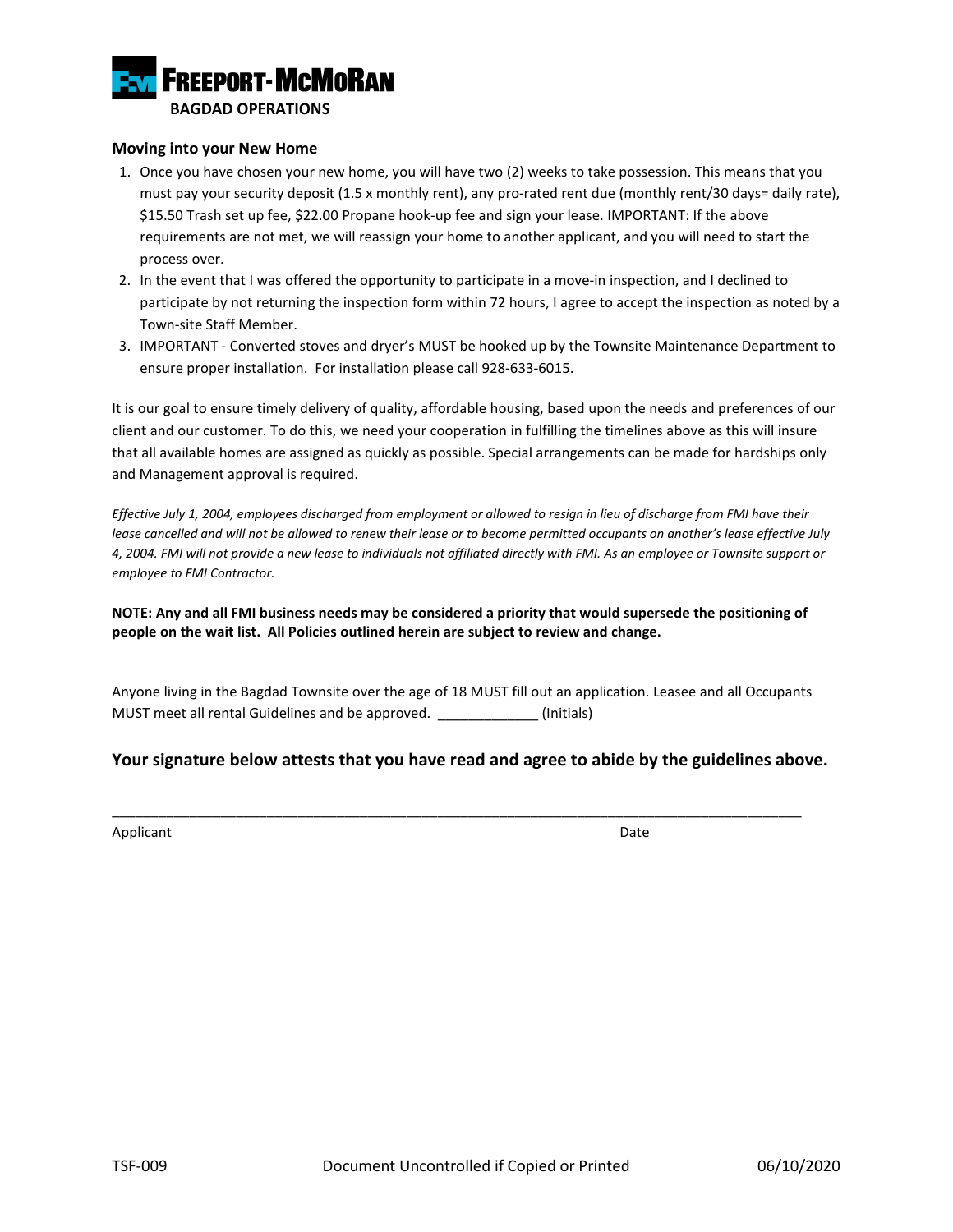**FREEPORT-MCMORAN**
**BAGDAD OPERATIONS**

**Moving into your New Home**

1. Once you have chosen your new home, you will have two (2) weeks to take possession. This means that you must pay your security deposit (1.5 x monthly rent), any pro-rated rent due (monthly rent/30 days= daily rate), $15.50 Trash set up fee, $22.00 Propane hook-up fee and sign your lease. IMPORTANT: If the above requirements are not met, we will reassign your home to another applicant, and you will need to start the process over.
2. In the event that I was offered the opportunity to participate in a move-in inspection, and I declined to participate by not returning the inspection form within 72 hours, I agree to accept the inspection as noted by a Town-site Staff Member.
3. IMPORTANT - Converted stoves and dryer's MUST be hooked up by the Townsite Maintenance Department to ensure proper installation. For installation please call 928-633-6015.

It is our goal to ensure timely delivery of quality, affordable housing, based upon the needs and preferences of our client and our customer. To do this, we need your cooperation in fulfilling the timelines above as this will insure that all available homes are assigned as quickly as possible. Special arrangements can be made for hardships only and Management approval is required.

*Effective July 1, 2004, employees discharged from employment or allowed to resign in lieu of discharge from FMI have their lease cancelled and will not be allowed to renew their lease or to become permitted occupants on another's lease effective July 4, 2004. FMI will not provide a new lease to individuals not affiliated directly with FMI. As an employee or Townsite support or employee to FMI Contractor.*

**NOTE: Any and all FMI business needs may be considered a priority that would supersede the positioning of people on the wait list. All Policies outlined herein are subject to review and change.**

Anyone living in the Bagdad Townsite over the age of 18 MUST fill out an application. Leasee and all Occupants MUST meet all rental Guidelines and be approved. _____________ (Initials)

### Your signature below attests that you have read and agree to abide by the guidelines above.

_____________________________________________________________________________________

Applicant                                                                                              Date

TSF-009          Document Uncontrolled if Copied or Printed          06/10/2020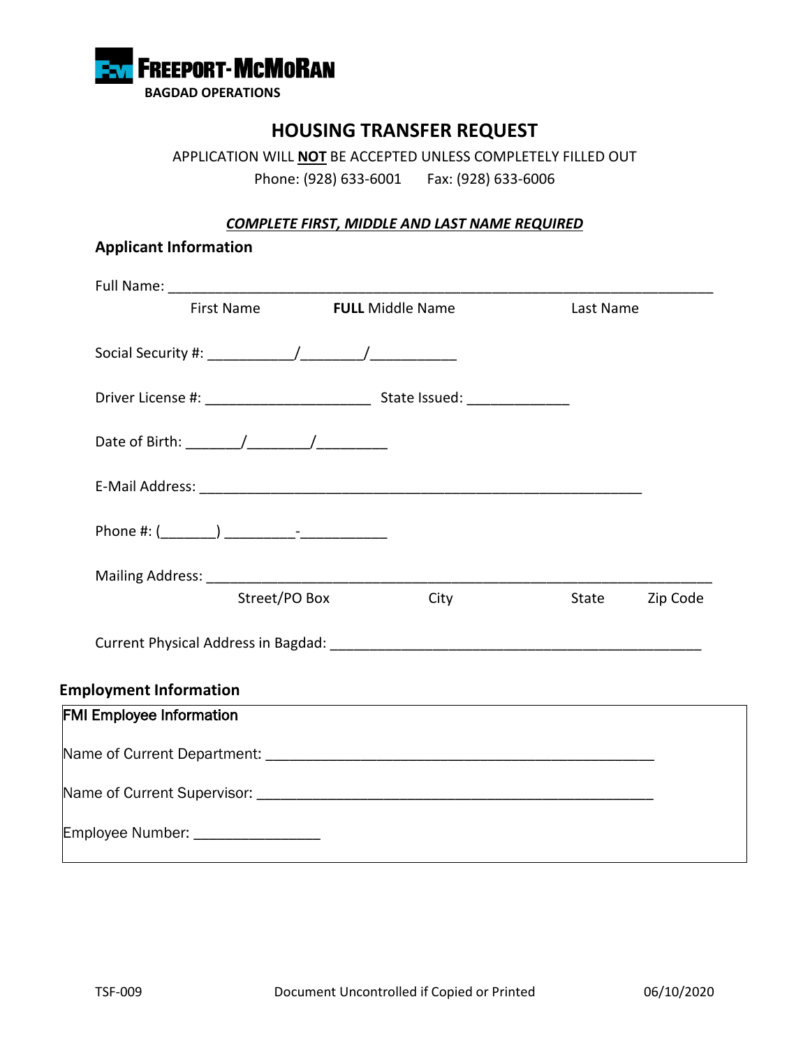FREEPORT-McMoRAN

BAGDAD OPERATIONS

# HOUSING TRANSFER REQUEST

APPLICATION WILL **NOT** BE ACCEPTED UNLESS COMPLETELY FILLED OUT

Phone: (928) 633-6001 Fax: (928) 633-6006

***COMPLETE FIRST, MIDDLE AND LAST NAME REQUIRED***

## Applicant Information

Full Name: ______________________________________________________________________

First Name **FULL** Middle Name Last Name

Social Security #: ___________/________/___________

Driver License #: _____________________ State Issued: _____________

Date of Birth: _______/________/_________

E-Mail Address: _________________________________________________________

Phone #: (_______) _________-___________

Mailing Address: ______________________________________________________________

Street/PO Box City State Zip Code

Current Physical Address in Bagdad: ________________________________________________

## Employment Information

**FMI Employee Information**

Name of Current Department: __________________________________________________

Name of Current Supervisor: ___________________________________________________

Employee Number: ________________

TSF-009 Document Uncontrolled if Copied or Printed 06/10/2020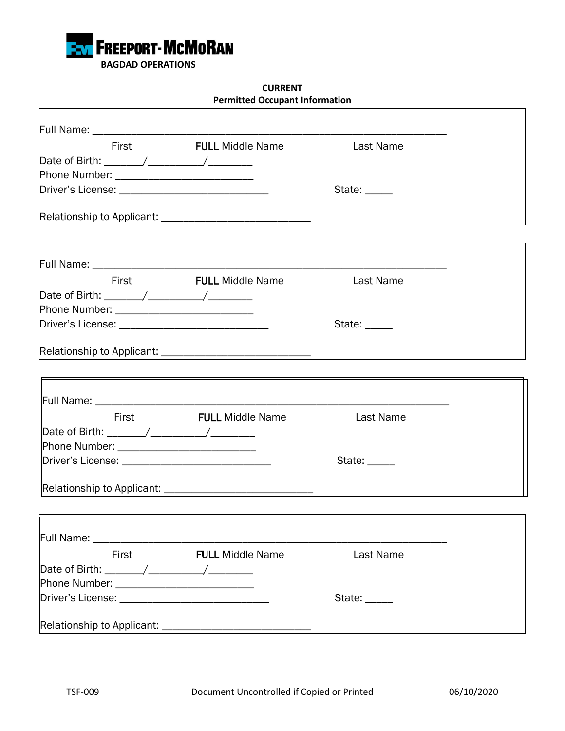FREEPORT-McMoRAN

BAGDAD OPERATIONS

**CURRENT**
**Permitted Occupant Information**

Full Name: ___________________________________________________________________

First **FULL** Middle Name Last Name

Date of Birth: _______/__________/________

Phone Number: __________________________

Driver's License: ____________________________ State: _____

Relationship to Applicant: ____________________________

---

Full Name: ___________________________________________________________________

First **FULL** Middle Name Last Name

Date of Birth: _______/__________/________

Phone Number: __________________________

Driver's License: ____________________________ State: _____

Relationship to Applicant: ____________________________

---

Full Name: ___________________________________________________________________

First **FULL** Middle Name Last Name

Date of Birth: _______/__________/________

Phone Number: __________________________

Driver's License: ____________________________ State: _____

Relationship to Applicant: ____________________________

---

Full Name: ___________________________________________________________________

First **FULL** Middle Name Last Name

Date of Birth: _______/__________/________

Phone Number: __________________________

Driver's License: ____________________________ State: _____

Relationship to Applicant: ____________________________

TSF-009 Document Uncontrolled if Copied or Printed 06/10/2020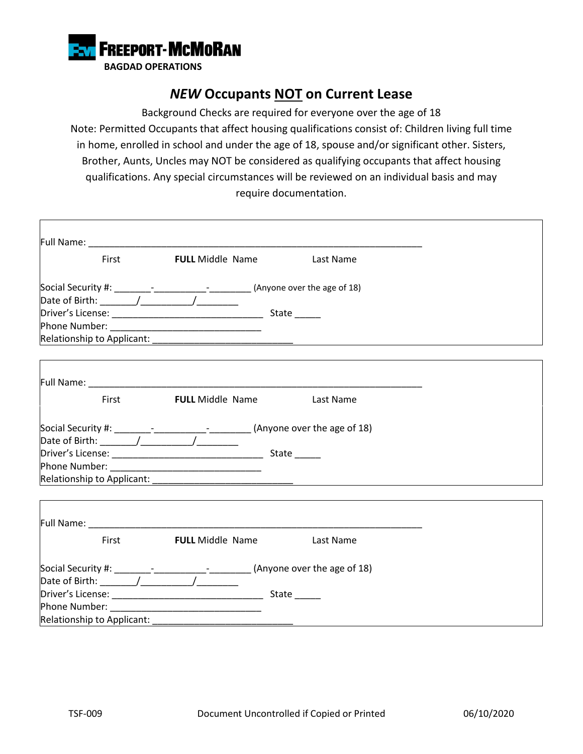**FREEPORT-MCMORAN**

**BAGDAD OPERATIONS**

# *NEW* Occupants NOT on Current Lease

Background Checks are required for everyone over the age of 18

Note: Permitted Occupants that affect housing qualifications consist of: Children living full time in home, enrolled in school and under the age of 18, spouse and/or significant other. Sisters, Brother, Aunts, Uncles may NOT be considered as qualifying occupants that affect housing qualifications. Any special circumstances will be reviewed on an individual basis and may require documentation.

Full Name: ________________________________________________________________

First **FULL** Middle Name Last Name

Social Security #: _______-__________-________ (Anyone over the age of 18)
Date of Birth: _______/_________/________
Driver's License: _____________________________ State _____
Phone Number: _____________________________
Relationship to Applicant: ___________________________

---

Full Name: ________________________________________________________________

First **FULL** Middle Name Last Name

Social Security #: _______-__________-________ (Anyone over the age of 18)
Date of Birth: _______/_________/________
Driver's License: _____________________________ State _____
Phone Number: _____________________________
Relationship to Applicant: ___________________________

---

Full Name: ________________________________________________________________

First **FULL** Middle Name Last Name

Social Security #: _______-__________-________ (Anyone over the age of 18)
Date of Birth: _______/_________/________
Driver's License: _____________________________ State _____
Phone Number: _____________________________
Relationship to Applicant: ___________________________

TSF-009 Document Uncontrolled if Copied or Printed 06/10/2020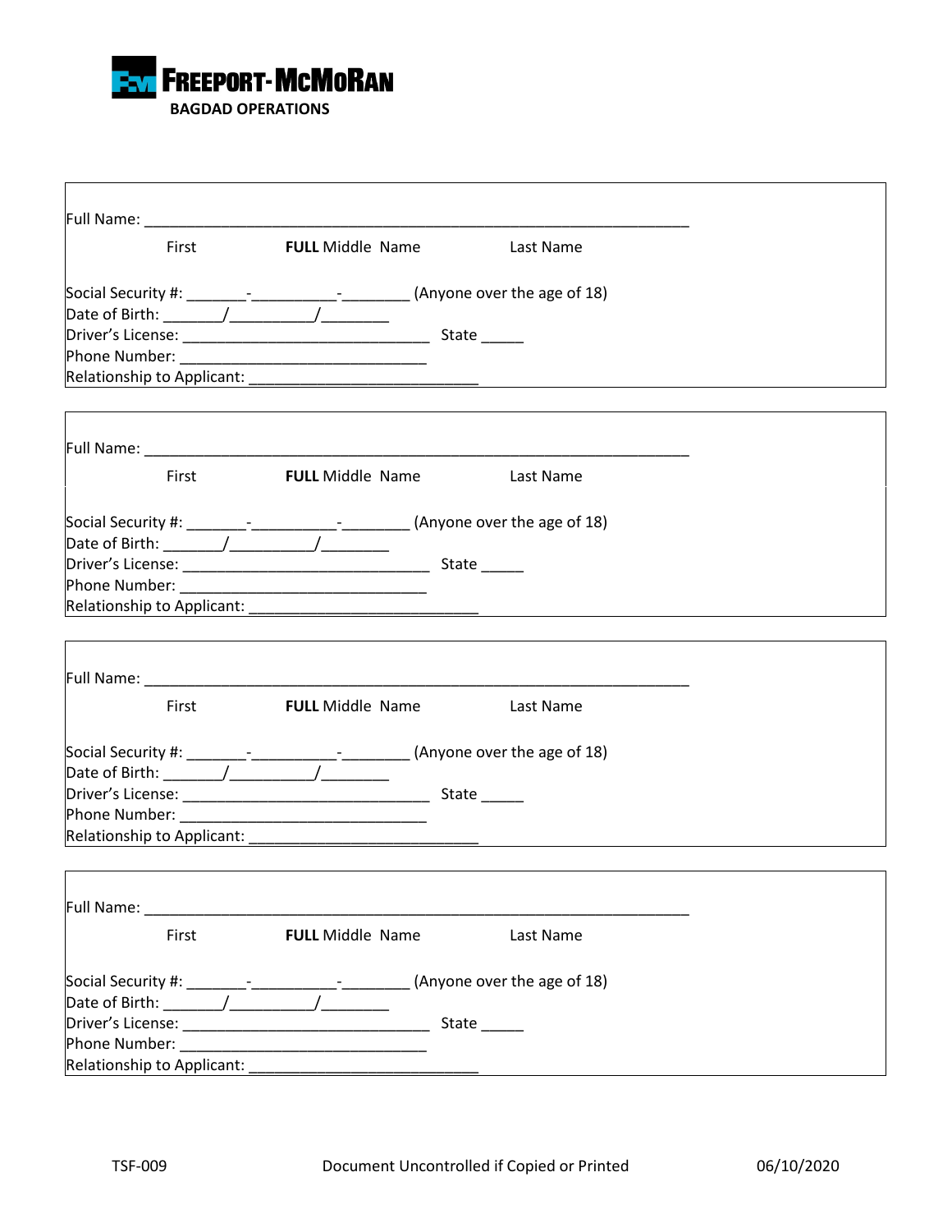**FREEPORT-MCMORAN**
**BAGDAD OPERATIONS**

Full Name: ___________________________________________________________________

First **FULL** Middle Name Last Name

Social Security #: _______-__________-________ (Anyone over the age of 18)
Date of Birth: _______/__________/________
Driver's License: _____________________________ State _____
Phone Number: _____________________________
Relationship to Applicant: ___________________________

---

Full Name: ___________________________________________________________________

First **FULL** Middle Name Last Name

Social Security #: _______-__________-________ (Anyone over the age of 18)
Date of Birth: _______/__________/________
Driver's License: _____________________________ State _____
Phone Number: _____________________________
Relationship to Applicant: ___________________________

---

Full Name: ___________________________________________________________________

First **FULL** Middle Name Last Name

Social Security #: _______-__________-________ (Anyone over the age of 18)
Date of Birth: _______/__________/________
Driver's License: _____________________________ State _____
Phone Number: _____________________________
Relationship to Applicant: ___________________________

---

Full Name: ___________________________________________________________________

First **FULL** Middle Name Last Name

Social Security #: _______-__________-________ (Anyone over the age of 18)
Date of Birth: _______/__________/________
Driver's License: _____________________________ State _____
Phone Number: _____________________________
Relationship to Applicant: ___________________________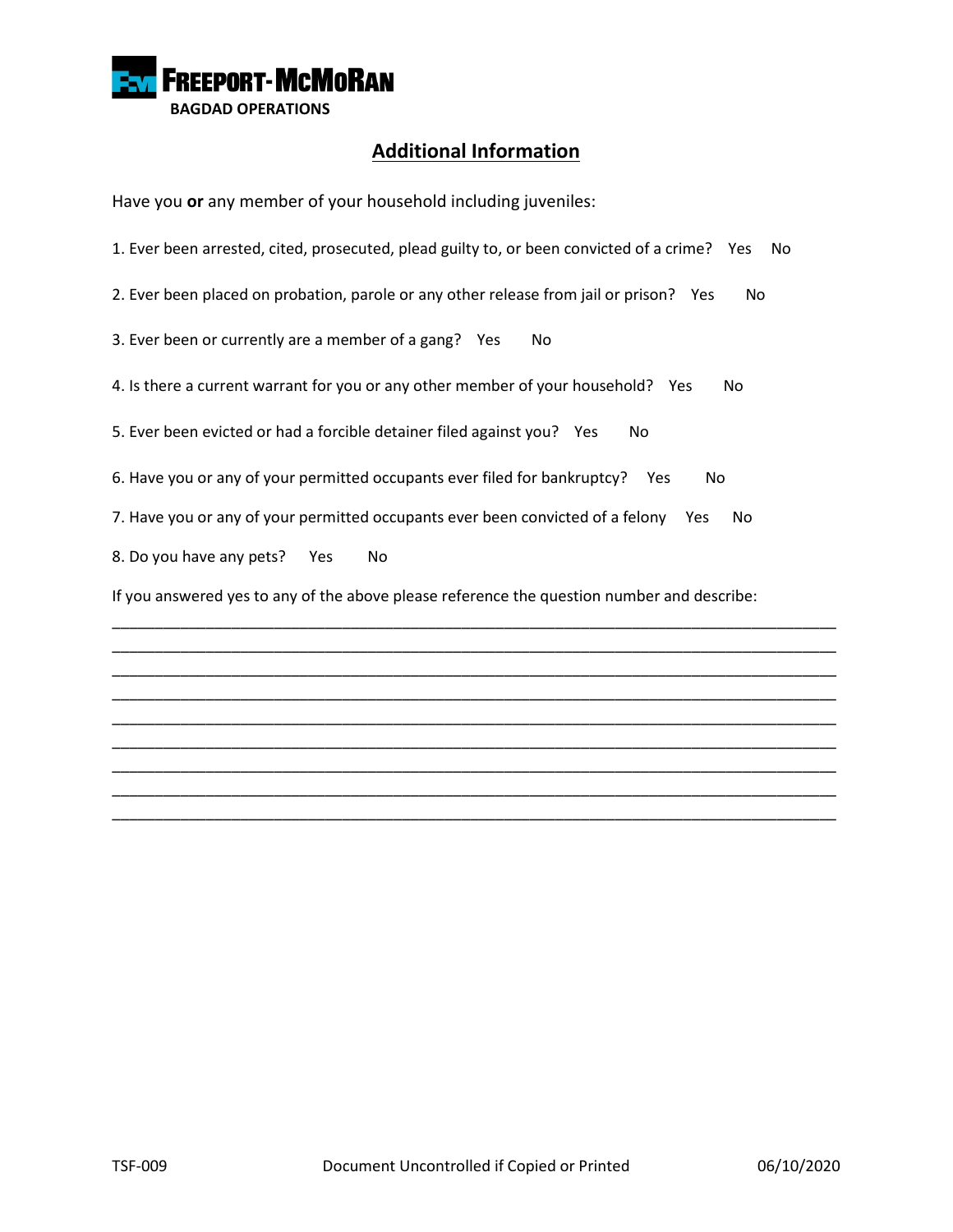**FREEPORT-McMoRAN**
**BAGDAD OPERATIONS**

## Additional Information

Have you **or** any member of your household including juveniles:

1. Ever been arrested, cited, prosecuted, plead guilty to, or been convicted of a crime? Yes No

2. Ever been placed on probation, parole or any other release from jail or prison? Yes No

3. Ever been or currently are a member of a gang? Yes No

4. Is there a current warrant for you or any other member of your household? Yes No

5. Ever been evicted or had a forcible detainer filed against you? Yes No

6. Have you or any of your permitted occupants ever filed for bankruptcy? Yes No

7. Have you or any of your permitted occupants ever been convicted of a felony Yes No

8. Do you have any pets? Yes No

If you answered yes to any of the above please reference the question number and describe:

_____________________________________________________________________________________
_____________________________________________________________________________________
_____________________________________________________________________________________
_____________________________________________________________________________________
_____________________________________________________________________________________
_____________________________________________________________________________________
_____________________________________________________________________________________
_____________________________________________________________________________________
_____________________________________________________________________________________

TSF-009 Document Uncontrolled if Copied or Printed 06/10/2020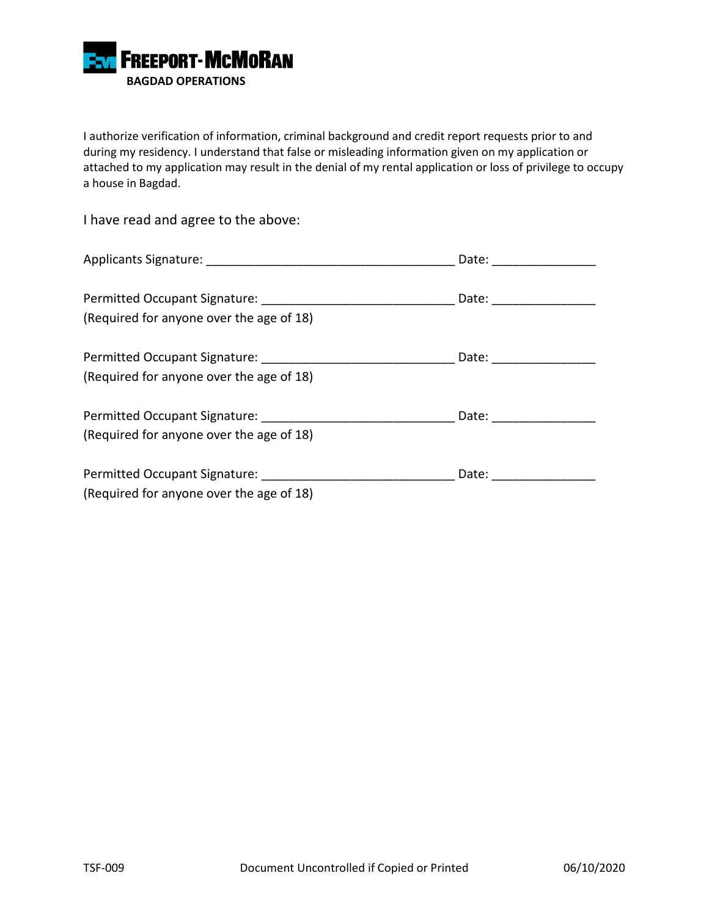**FREEPORT-McMoRAN**
**BAGDAD OPERATIONS**

I authorize verification of information, criminal background and credit report requests prior to and during my residency. I understand that false or misleading information given on my application or attached to my application may result in the denial of my rental application or loss of privilege to occupy a house in Bagdad.

I have read and agree to the above:

Applicants Signature: ___________________________________ Date: _______________

Permitted Occupant Signature: ___________________________ Date: _______________
(Required for anyone over the age of 18)

Permitted Occupant Signature: ___________________________ Date: _______________
(Required for anyone over the age of 18)

Permitted Occupant Signature: ___________________________ Date: _______________
(Required for anyone over the age of 18)

Permitted Occupant Signature: ___________________________ Date: _______________
(Required for anyone over the age of 18)

TSF-009 Document Uncontrolled if Copied or Printed 06/10/2020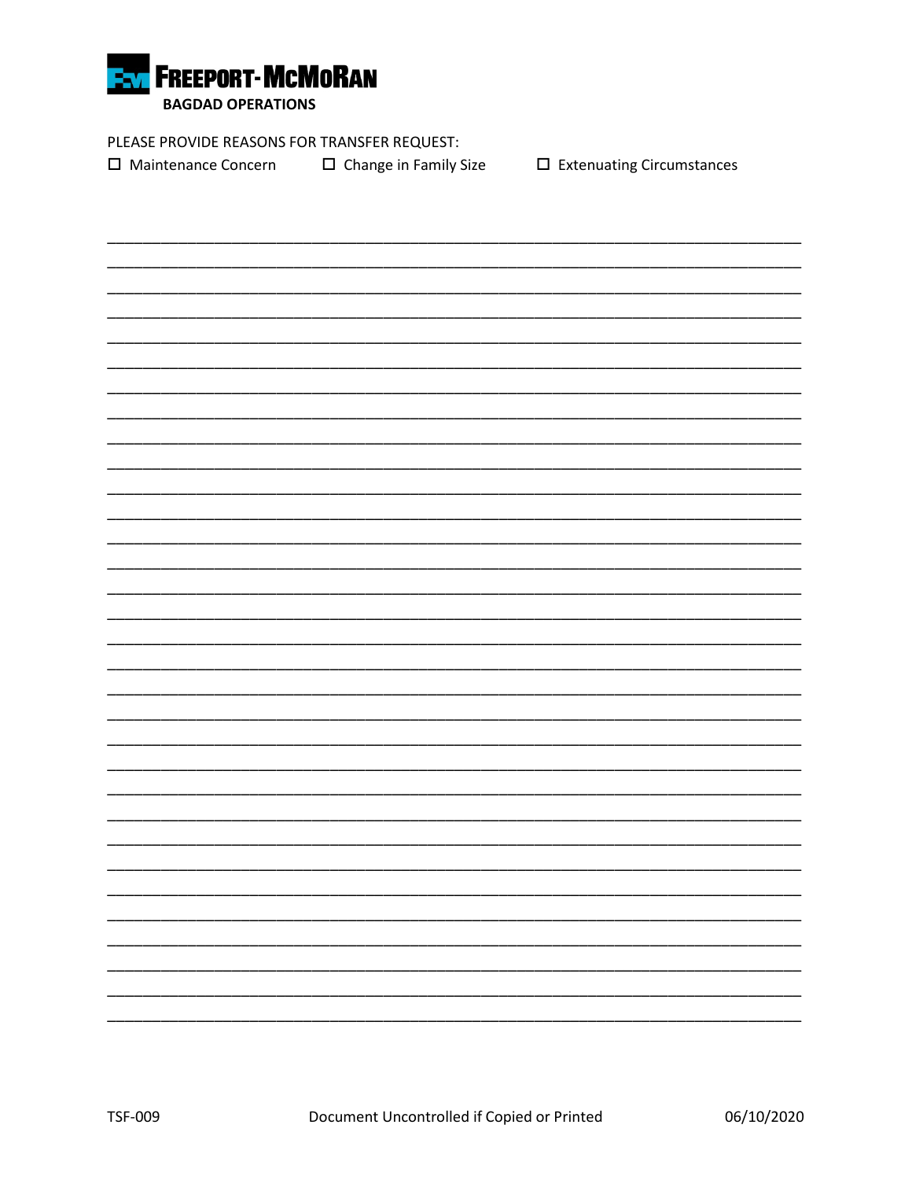**FREEPORT-MCMORAN**
**BAGDAD OPERATIONS**

PLEASE PROVIDE REASONS FOR TRANSFER REQUEST:

☐ Maintenance Concern ☐ Change in Family Size ☐ Extenuating Circumstances

________________________________________________________________________________
________________________________________________________________________________
________________________________________________________________________________
________________________________________________________________________________
________________________________________________________________________________
________________________________________________________________________________
________________________________________________________________________________
________________________________________________________________________________
________________________________________________________________________________
________________________________________________________________________________
________________________________________________________________________________
________________________________________________________________________________
________________________________________________________________________________
________________________________________________________________________________
________________________________________________________________________________
________________________________________________________________________________
________________________________________________________________________________
________________________________________________________________________________
________________________________________________________________________________
________________________________________________________________________________
________________________________________________________________________________
________________________________________________________________________________
________________________________________________________________________________
________________________________________________________________________________
________________________________________________________________________________
________________________________________________________________________________
________________________________________________________________________________
________________________________________________________________________________
________________________________________________________________________________
________________________________________________________________________________
________________________________________________________________________________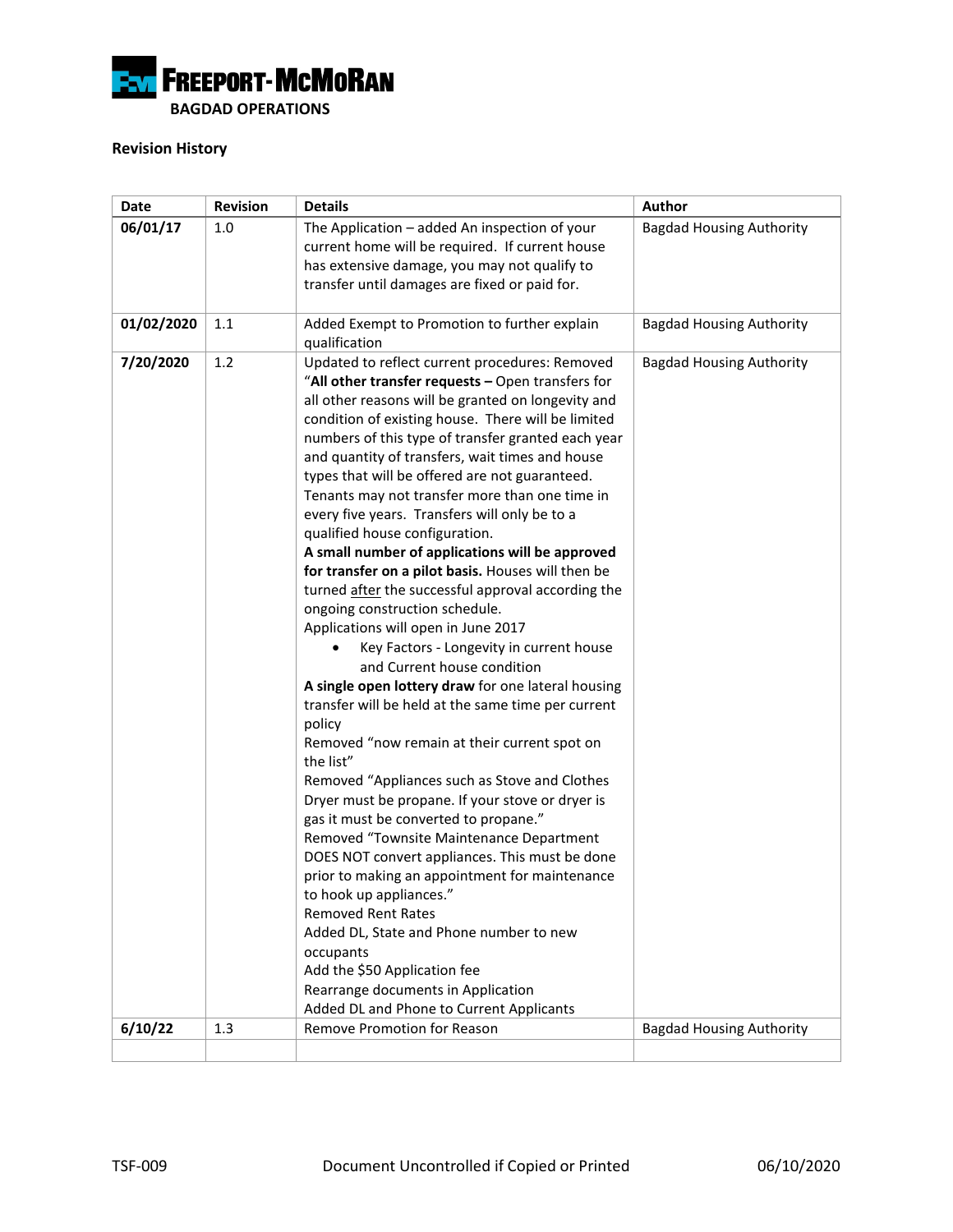**FREEPORT-McMoRAN**
**BAGDAD OPERATIONS**

**Revision History**

| Date | Revision | Details | Author |
|---|---|---|---|
| **06/01/17** | 1.0 | The Application – added An inspection of your current home will be required. If current house has extensive damage, you may not qualify to transfer until damages are fixed or paid for. | Bagdad Housing Authority |
| **01/02/2020** | 1.1 | Added Exempt to Promotion to further explain qualification | Bagdad Housing Authority |
| **7/20/2020** | 1.2 | Updated to reflect current procedures: Removed "**All other transfer requests –** Open transfers for all other reasons will be granted on longevity and condition of existing house. There will be limited numbers of this type of transfer granted each year and quantity of transfers, wait times and house types that will be offered are not guaranteed. Tenants may not transfer more than one time in every five years. Transfers will only be to a qualified house configuration.<br>**A small number of applications will be approved for transfer on a pilot basis.** Houses will then be turned after the successful approval according the ongoing construction schedule.<br>Applications will open in June 2017<br>• Key Factors - Longevity in current house and Current house condition<br>**A single open lottery draw** for one lateral housing transfer will be held at the same time per current policy<br>Removed "now remain at their current spot on the list"<br>Removed "Appliances such as Stove and Clothes Dryer must be propane. If your stove or dryer is gas it must be converted to propane."<br>Removed "Townsite Maintenance Department DOES NOT convert appliances. This must be done prior to making an appointment for maintenance to hook up appliances."<br>Removed Rent Rates<br>Added DL, State and Phone number to new occupants<br>Add the $50 Application fee<br>Rearrange documents in Application<br>Added DL and Phone to Current Applicants | Bagdad Housing Authority |
| **6/10/22** | 1.3 | Remove Promotion for Reason | Bagdad Housing Authority |
| | | | |